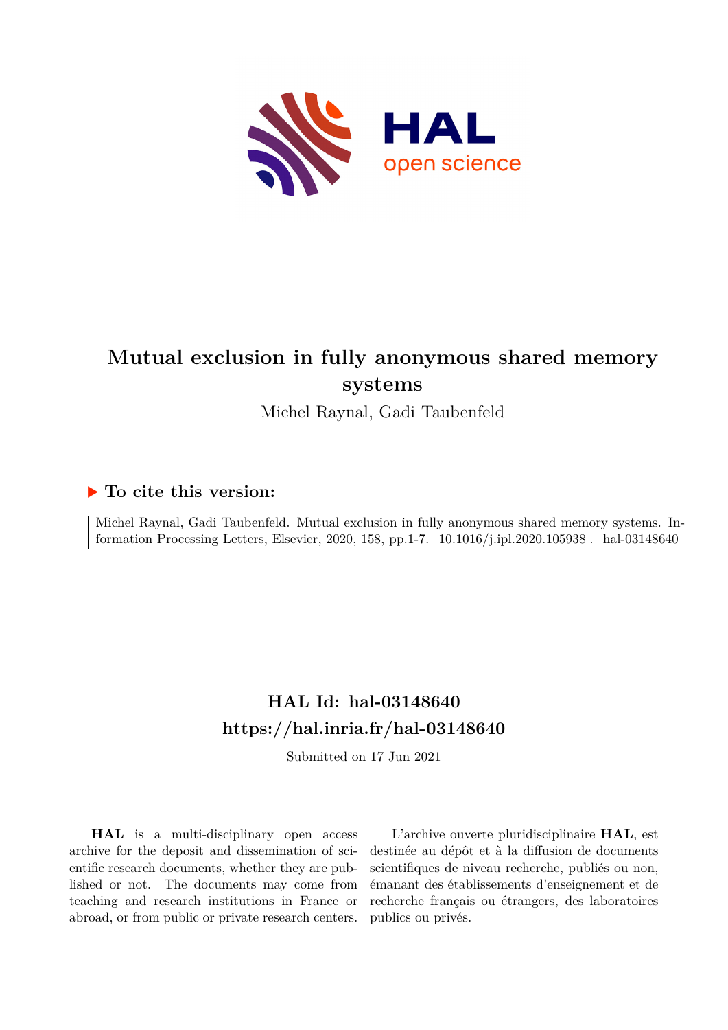# Mutual exclusion in fully anonymous shared memory systems

Michel Raynal, Gadi Taubenfeld

## ▶ To cite this version:

Michel Raynal, Gadi Taubenfeld. Mutual exclusion in fully anonymous shared memory systems. Information Processing Letters, Elsevier, 2020, 158, pp.1-7. 10.1016/j.ipl.2020.105938 . hal-03148640

## HAL Id: hal-03148640

## https://hal.inria.fr/hal-03148640

Submitted on 17 Jun 2021

**HAL** is a multi-disciplinary open access archive for the deposit and dissemination of scientific research documents, whether they are published or not. The documents may come from teaching and research institutions in France or abroad, or from public or private research centers.

L'archive ouverte pluridisciplinaire **HAL**, est destinée au dépôt et à la diffusion de documents scientifiques de niveau recherche, publiés ou non, émanant des établissements d'enseignement et de recherche français ou étrangers, des laboratoires publics ou privés.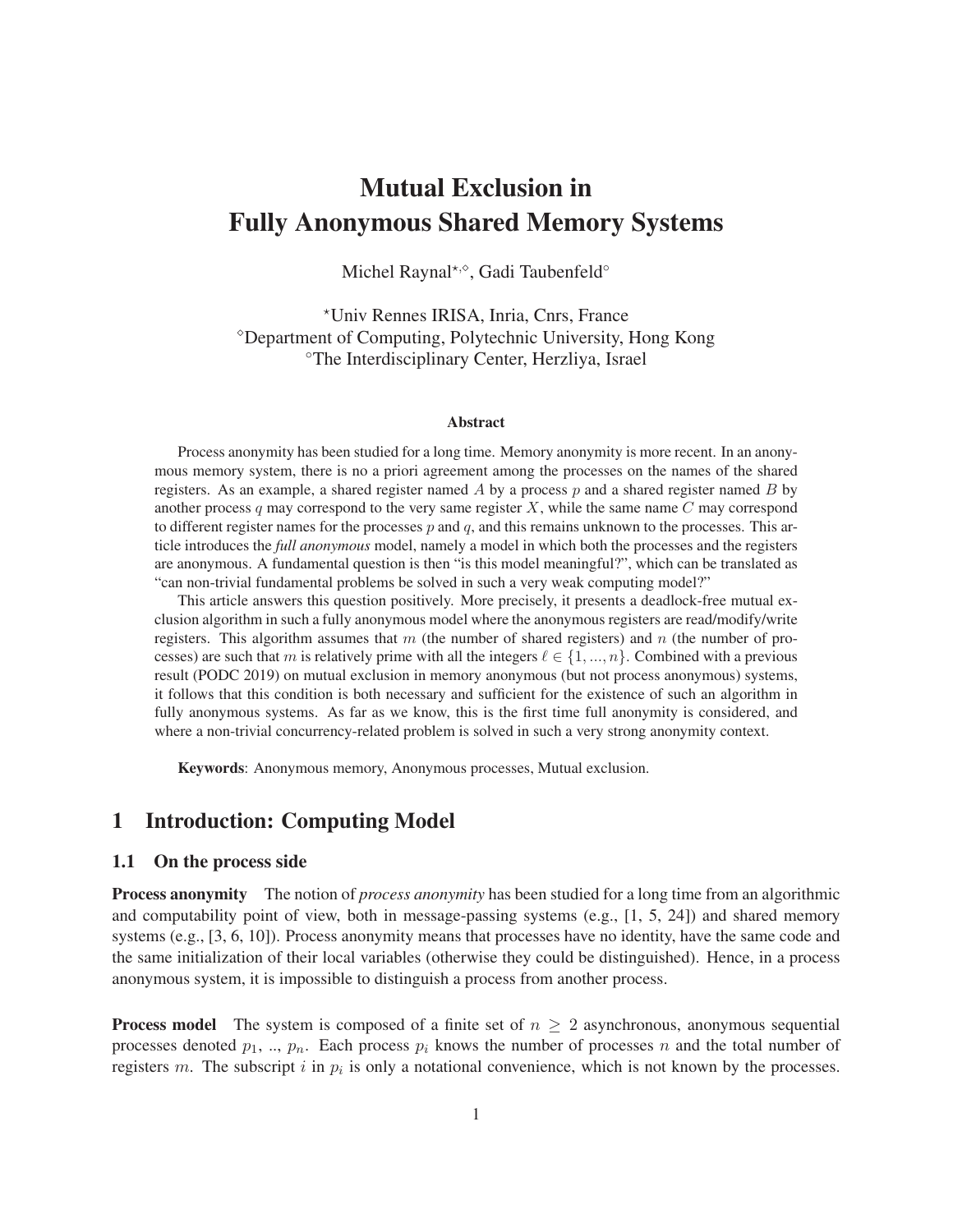# Mutual Exclusion in Fully Anonymous Shared Memory Systems

Michel Raynal[⋆,⋄], Gadi Taubenfeld[∘]

[⋆]Univ Rennes IRISA, Inria, Cnrs, France
[⋄]Department of Computing, Polytechnic University, Hong Kong
[∘]The Interdisciplinary Center, Herzliya, Israel

### Abstract

Process anonymity has been studied for a long time. Memory anonymity is more recent. In an anonymous memory system, there is no a priori agreement among the processes on the names of the shared registers. As an example, a shared register named $A$ by a process $p$ and a shared register named $B$ by another process $q$ may correspond to the very same register $X$, while the same name $C$ may correspond to different register names for the processes $p$ and $q$, and this remains unknown to the processes. This article introduces the *full anonymous* model, namely a model in which both the processes and the registers are anonymous. A fundamental question is then "is this model meaningful?", which can be translated as "can non-trivial fundamental problems be solved in such a very weak computing model?"

This article answers this question positively. More precisely, it presents a deadlock-free mutual exclusion algorithm in such a fully anonymous model where the anonymous registers are read/modify/write registers. This algorithm assumes that $m$ (the number of shared registers) and $n$ (the number of processes) are such that $m$ is relatively prime with all the integers $\ell \in \{1, ..., n\}$. Combined with a previous result (PODC 2019) on mutual exclusion in memory anonymous (but not process anonymous) systems, it follows that this condition is both necessary and sufficient for the existence of such an algorithm in fully anonymous systems. As far as we know, this is the first time full anonymity is considered, and where a non-trivial concurrency-related problem is solved in such a very strong anonymity context.

**Keywords**: Anonymous memory, Anonymous processes, Mutual exclusion.

## 1 Introduction: Computing Model

### 1.1 On the process side

**Process anonymity** The notion of *process anonymity* has been studied for a long time from an algorithmic and computability point of view, both in message-passing systems (e.g., [1, 5, 24]) and shared memory systems (e.g., [3, 6, 10]). Process anonymity means that processes have no identity, have the same code and the same initialization of their local variables (otherwise they could be distinguished). Hence, in a process anonymous system, it is impossible to distinguish a process from another process.

**Process model** The system is composed of a finite set of $n \geq 2$ asynchronous, anonymous sequential processes denoted $p_1$, .., $p_n$. Each process $p_i$ knows the number of processes $n$ and the total number of registers $m$. The subscript $i$ in $p_i$ is only a notational convenience, which is not known by the processes.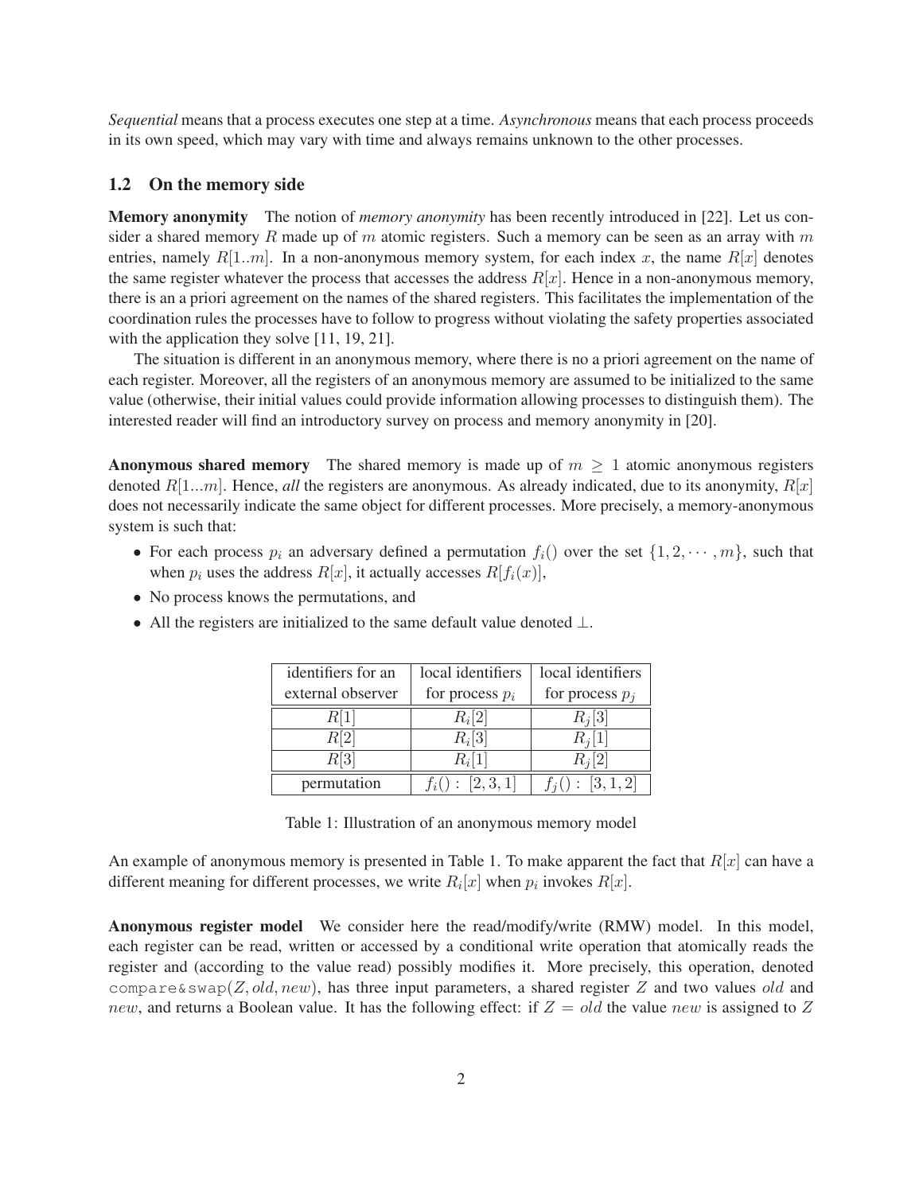*Sequential* means that a process executes one step at a time. *Asynchronous* means that each process proceeds in its own speed, which may vary with time and always remains unknown to the other processes.

## 1.2 On the memory side

**Memory anonymity** The notion of *memory anonymity* has been recently introduced in [22]. Let us consider a shared memory $R$ made up of $m$ atomic registers. Such a memory can be seen as an array with $m$ entries, namely $R[1..m]$. In a non-anonymous memory system, for each index $x$, the name $R[x]$ denotes the same register whatever the process that accesses the address $R[x]$. Hence in a non-anonymous memory, there is an a priori agreement on the names of the shared registers. This facilitates the implementation of the coordination rules the processes have to follow to progress without violating the safety properties associated with the application they solve [11, 19, 21].

The situation is different in an anonymous memory, where there is no a priori agreement on the name of each register. Moreover, all the registers of an anonymous memory are assumed to be initialized to the same value (otherwise, their initial values could provide information allowing processes to distinguish them). The interested reader will find an introductory survey on process and memory anonymity in [20].

**Anonymous shared memory** The shared memory is made up of $m \geq 1$ atomic anonymous registers denoted $R[1...m]$. Hence, *all* the registers are anonymous. As already indicated, due to its anonymity, $R[x]$ does not necessarily indicate the same object for different processes. More precisely, a memory-anonymous system is such that:

- For each process $p_i$ an adversary defined a permutation $f_i()$ over the set $\{1, 2, \cdots, m\}$, such that when $p_i$ uses the address $R[x]$, it actually accesses $R[f_i(x)]$,
- No process knows the permutations, and
- All the registers are initialized to the same default value denoted $\perp$.

| identifiers for an external observer | local identifiers for process $p_i$ | local identifiers for process $p_j$ |
|---|---|---|
| $R[1]$ | $R_i[2]$ | $R_j[3]$ |
| $R[2]$ | $R_i[3]$ | $R_j[1]$ |
| $R[3]$ | $R_i[1]$ | $R_j[2]$ |
| permutation | $f_i() : [2, 3, 1]$ | $f_j() : [3, 1, 2]$ |

Table 1: Illustration of an anonymous memory model

An example of anonymous memory is presented in Table 1. To make apparent the fact that $R[x]$ can have a different meaning for different processes, we write $R_i[x]$ when $p_i$ invokes $R[x]$.

**Anonymous register model** We consider here the read/modify/write (RMW) model. In this model, each register can be read, written or accessed by a conditional write operation that atomically reads the register and (according to the value read) possibly modifies it. More precisely, this operation, denoted `compare&swap`$(Z, old, new)$, has three input parameters, a shared register $Z$ and two values $old$ and $new$, and returns a Boolean value. It has the following effect: if $Z = old$ the value $new$ is assigned to $Z$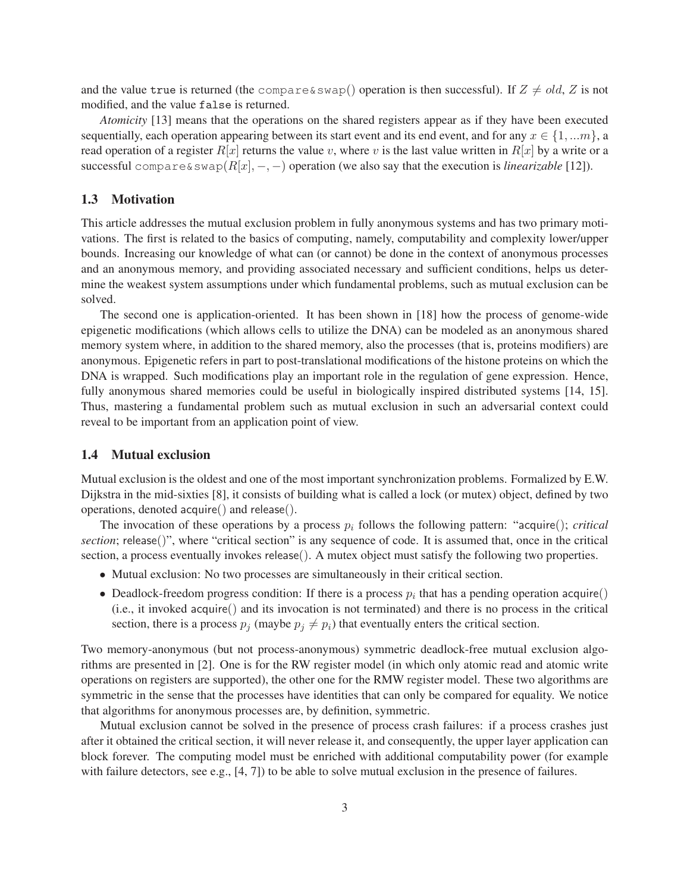and the value true is returned (the compare&swap() operation is then successful). If $Z \neq old$, $Z$ is not modified, and the value false is returned.

*Atomicity* [13] means that the operations on the shared registers appear as if they have been executed sequentially, each operation appearing between its start event and its end event, and for any $x \in \{1, ...m\}$, a read operation of a register $R[x]$ returns the value $v$, where $v$ is the last value written in $R[x]$ by a write or a successful compare&swap($R[x], -, -$) operation (we also say that the execution is *linearizable* [12]).

### 1.3 Motivation

This article addresses the mutual exclusion problem in fully anonymous systems and has two primary motivations. The first is related to the basics of computing, namely, computability and complexity lower/upper bounds. Increasing our knowledge of what can (or cannot) be done in the context of anonymous processes and an anonymous memory, and providing associated necessary and sufficient conditions, helps us determine the weakest system assumptions under which fundamental problems, such as mutual exclusion can be solved.

The second one is application-oriented. It has been shown in [18] how the process of genome-wide epigenetic modifications (which allows cells to utilize the DNA) can be modeled as an anonymous shared memory system where, in addition to the shared memory, also the processes (that is, proteins modifiers) are anonymous. Epigenetic refers in part to post-translational modifications of the histone proteins on which the DNA is wrapped. Such modifications play an important role in the regulation of gene expression. Hence, fully anonymous shared memories could be useful in biologically inspired distributed systems [14, 15]. Thus, mastering a fundamental problem such as mutual exclusion in such an adversarial context could reveal to be important from an application point of view.

### 1.4 Mutual exclusion

Mutual exclusion is the oldest and one of the most important synchronization problems. Formalized by E.W. Dijkstra in the mid-sixties [8], it consists of building what is called a lock (or mutex) object, defined by two operations, denoted acquire() and release().

The invocation of these operations by a process $p_i$ follows the following pattern: "acquire(); *critical section*; release()", where "critical section" is any sequence of code. It is assumed that, once in the critical section, a process eventually invokes release(). A mutex object must satisfy the following two properties.

- Mutual exclusion: No two processes are simultaneously in their critical section.
- Deadlock-freedom progress condition: If there is a process $p_i$ that has a pending operation acquire() (i.e., it invoked acquire() and its invocation is not terminated) and there is no process in the critical section, there is a process $p_j$ (maybe $p_j \neq p_i$) that eventually enters the critical section.

Two memory-anonymous (but not process-anonymous) symmetric deadlock-free mutual exclusion algorithms are presented in [2]. One is for the RW register model (in which only atomic read and atomic write operations on registers are supported), the other one for the RMW register model. These two algorithms are symmetric in the sense that the processes have identities that can only be compared for equality. We notice that algorithms for anonymous processes are, by definition, symmetric.

Mutual exclusion cannot be solved in the presence of process crash failures: if a process crashes just after it obtained the critical section, it will never release it, and consequently, the upper layer application can block forever. The computing model must be enriched with additional computability power (for example with failure detectors, see e.g., [4, 7]) to be able to solve mutual exclusion in the presence of failures.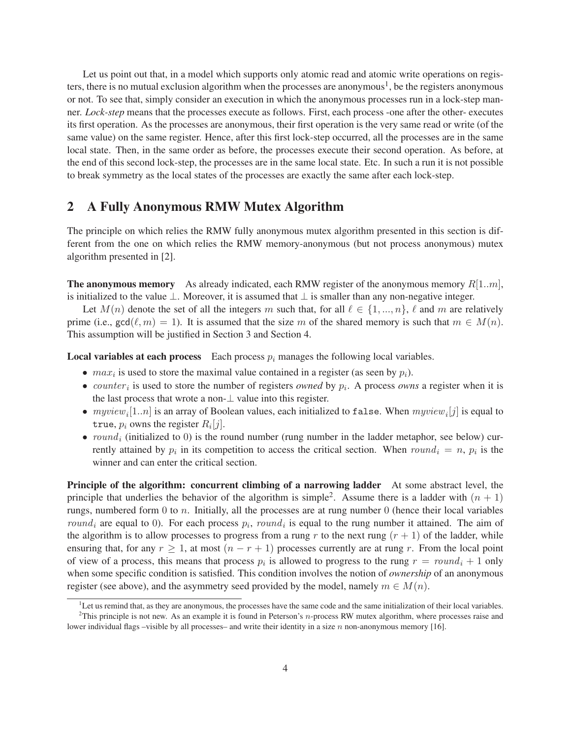Let us point out that, in a model which supports only atomic read and atomic write operations on registers, there is no mutual exclusion algorithm when the processes are anonymous[1], be the registers anonymous or not. To see that, simply consider an execution in which the anonymous processes run in a lock-step manner. *Lock-step* means that the processes execute as follows. First, each process -one after the other- executes its first operation. As the processes are anonymous, their first operation is the very same read or write (of the same value) on the same register. Hence, after this first lock-step occurred, all the processes are in the same local state. Then, in the same order as before, the processes execute their second operation. As before, at the end of this second lock-step, the processes are in the same local state. Etc. In such a run it is not possible to break symmetry as the local states of the processes are exactly the same after each lock-step.

## 2 A Fully Anonymous RMW Mutex Algorithm

The principle on which relies the RMW fully anonymous mutex algorithm presented in this section is different from the one on which relies the RMW memory-anonymous (but not process anonymous) mutex algorithm presented in [2].

**The anonymous memory** As already indicated, each RMW register of the anonymous memory $R[1..m]$, is initialized to the value $\perp$. Moreover, it is assumed that $\perp$ is smaller than any non-negative integer.

Let $M(n)$ denote the set of all the integers $m$ such that, for all $\ell \in \{1, ..., n\}$, $\ell$ and $m$ are relatively prime (i.e., $\mathsf{gcd}(\ell, m) = 1$). It is assumed that the size $m$ of the shared memory is such that $m \in M(n)$. This assumption will be justified in Section 3 and Section 4.

**Local variables at each process** Each process $p_i$ manages the following local variables.

- $max_i$ is used to store the maximal value contained in a register (as seen by $p_i$).
- $counter_i$ is used to store the number of registers *owned* by $p_i$. A process *owns* a register when it is the last process that wrote a non-$\perp$ value into this register.
- $myview_i[1..n]$ is an array of Boolean values, each initialized to `false`. When $myview_i[j]$ is equal to `true`, $p_i$ owns the register $R_i[j]$.
- $round_i$ (initialized to 0) is the round number (rung number in the ladder metaphor, see below) currently attained by $p_i$ in its competition to access the critical section. When $round_i = n$, $p_i$ is the winner and can enter the critical section.

**Principle of the algorithm: concurrent climbing of a narrowing ladder** At some abstract level, the principle that underlies the behavior of the algorithm is simple[2]. Assume there is a ladder with $(n + 1)$ rungs, numbered form 0 to $n$. Initially, all the processes are at rung number 0 (hence their local variables $round_i$ are equal to 0). For each process $p_i$, $round_i$ is equal to the rung number it attained. The aim of the algorithm is to allow processes to progress from a rung $r$ to the next rung $(r + 1)$ of the ladder, while ensuring that, for any $r \geq 1$, at most $(n - r + 1)$ processes currently are at rung $r$. From the local point of view of a process, this means that process $p_i$ is allowed to progress to the rung $r = round_i + 1$ only when some specific condition is satisfied. This condition involves the notion of *ownership* of an anonymous register (see above), and the asymmetry seed provided by the model, namely $m \in M(n)$.

[1] Let us remind that, as they are anonymous, the processes have the same code and the same initialization of their local variables.

[2] This principle is not new. As an example it is found in Peterson's $n$-process RW mutex algorithm, where processes raise and lower individual flags –visible by all processes– and write their identity in a size $n$ non-anonymous memory [16].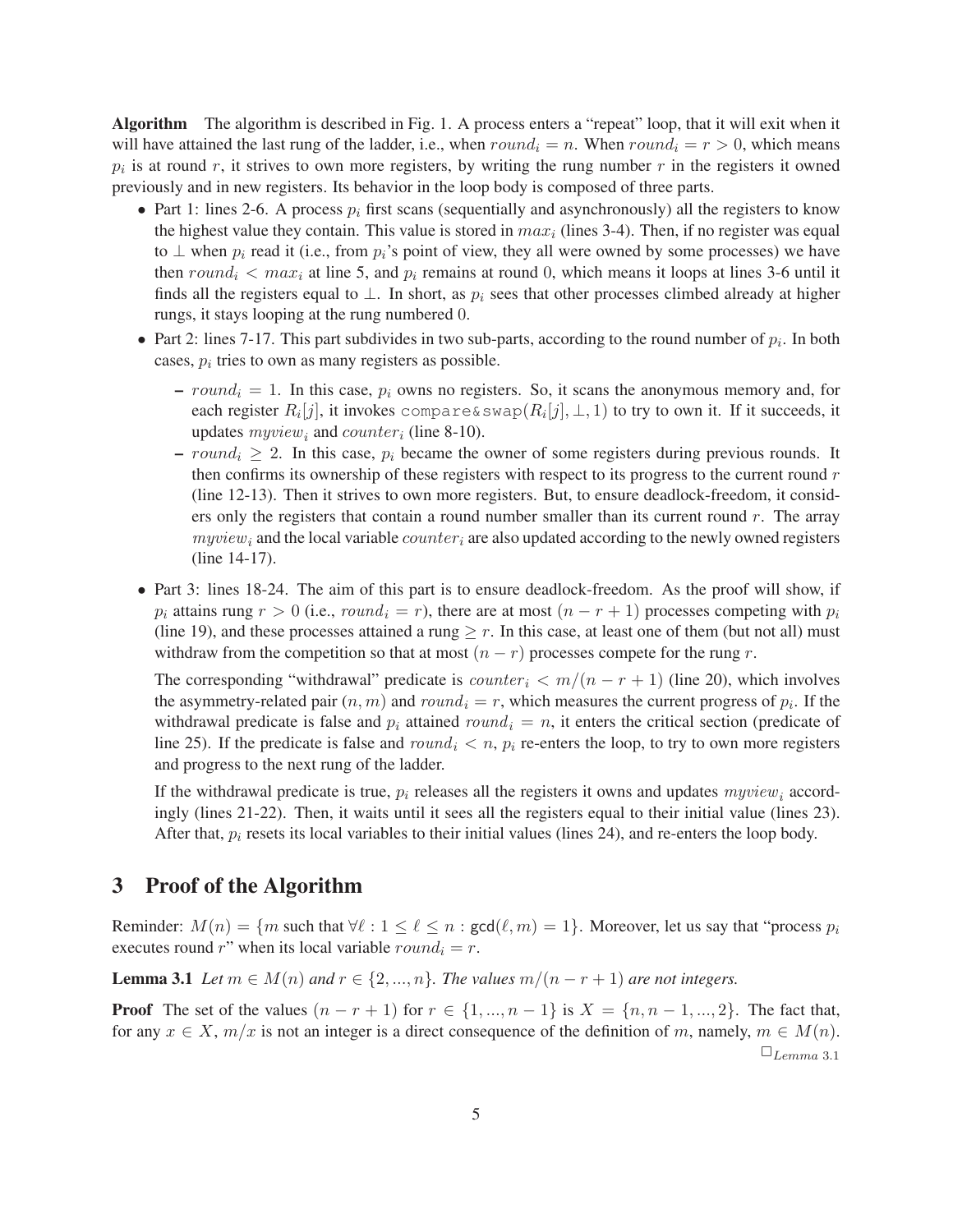**Algorithm** The algorithm is described in Fig. 1. A process enters a "repeat" loop, that it will exit when it will have attained the last rung of the ladder, i.e., when $round_i = n$. When $round_i = r > 0$, which means $p_i$ is at round $r$, it strives to own more registers, by writing the rung number $r$ in the registers it owned previously and in new registers. Its behavior in the loop body is composed of three parts.

- Part 1: lines 2-6. A process $p_i$ first scans (sequentially and asynchronously) all the registers to know the highest value they contain. This value is stored in $max_i$ (lines 3-4). Then, if no register was equal to $\perp$ when $p_i$ read it (i.e., from $p_i$'s point of view, they all were owned by some processes) we have then $round_i < max_i$ at line 5, and $p_i$ remains at round 0, which means it loops at lines 3-6 until it finds all the registers equal to $\perp$. In short, as $p_i$ sees that other processes climbed already at higher rungs, it stays looping at the rung numbered 0.
- Part 2: lines 7-17. This part subdivides in two sub-parts, according to the round number of $p_i$. In both cases, $p_i$ tries to own as many registers as possible.
  - $round_i = 1$. In this case, $p_i$ owns no registers. So, it scans the anonymous memory and, for each register $R_i[j]$, it invokes `compare&swap`$(R_i[j], \perp, 1)$ to try to own it. If it succeeds, it updates $myview_i$ and $counter_i$ (line 8-10).
  - $round_i \geq 2$. In this case, $p_i$ became the owner of some registers during previous rounds. It then confirms its ownership of these registers with respect to its progress to the current round $r$ (line 12-13). Then it strives to own more registers. But, to ensure deadlock-freedom, it considers only the registers that contain a round number smaller than its current round $r$. The array $myview_i$ and the local variable $counter_i$ are also updated according to the newly owned registers (line 14-17).
- Part 3: lines 18-24. The aim of this part is to ensure deadlock-freedom. As the proof will show, if $p_i$ attains rung $r > 0$ (i.e., $round_i = r$), there are at most $(n - r + 1)$ processes competing with $p_i$ (line 19), and these processes attained a rung $\geq r$. In this case, at least one of them (but not all) must withdraw from the competition so that at most $(n - r)$ processes compete for the rung $r$.

  The corresponding "withdrawal" predicate is $counter_i < m/(n - r + 1)$ (line 20), which involves the asymmetry-related pair $(n, m)$ and $round_i = r$, which measures the current progress of $p_i$. If the withdrawal predicate is false and $p_i$ attained $round_i = n$, it enters the critical section (predicate of line 25). If the predicate is false and $round_i < n$, $p_i$ re-enters the loop, to try to own more registers and progress to the next rung of the ladder.

  If the withdrawal predicate is true, $p_i$ releases all the registers it owns and updates $myview_i$ accordingly (lines 21-22). Then, it waits until it sees all the registers equal to their initial value (lines 23). After that, $p_i$ resets its local variables to their initial values (lines 24), and re-enters the loop body.

## 3 Proof of the Algorithm

Reminder: $M(n) = \{m \text{ such that } \forall \ell : 1 \leq \ell \leq n : \gcd(\ell, m) = 1\}$. Moreover, let us say that "process $p_i$ executes round $r$" when its local variable $round_i = r$.

**Lemma 3.1** *Let $m \in M(n)$ and $r \in \{2, ..., n\}$. The values $m/(n - r + 1)$ are not integers.*

**Proof** The set of the values $(n - r + 1)$ for $r \in \{1, ..., n - 1\}$ is $X = \{n, n - 1, ..., 2\}$. The fact that, for any $x \in X$, $m/x$ is not an integer is a direct consequence of the definition of $m$, namely, $m \in M(n)$. $\square_{Lemma\ 3.1}$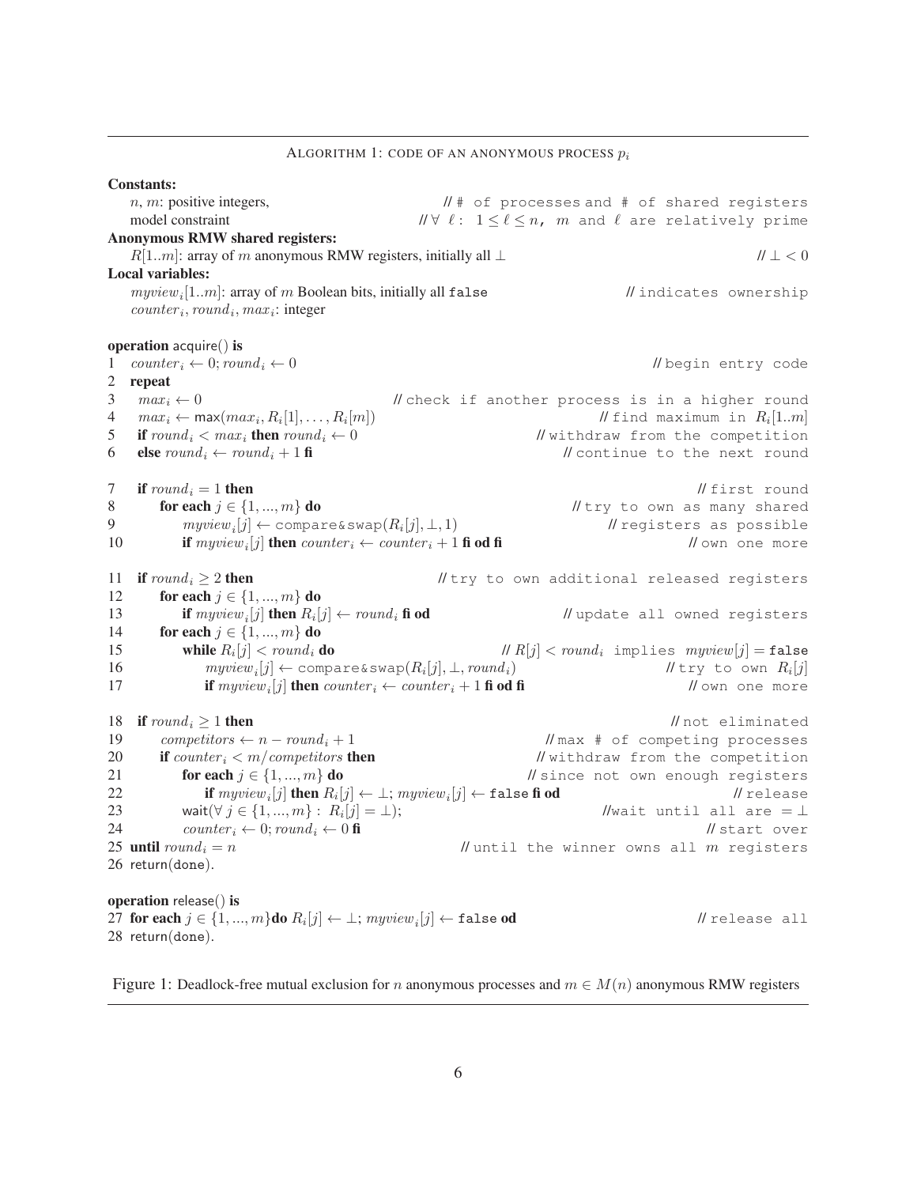ALGORITHM 1: CODE OF AN ANONYMOUS PROCESS $p_i$

**Constants:**

$n$, $m$: positive integers, // # of processes and # of shared registers
model constraint // $\forall\ \ell$: $1 \leq \ell \leq n$, $m$ and $\ell$ are relatively prime

**Anonymous RMW shared registers:**

$R[1..m]$: array of $m$ anonymous RMW registers, initially all $\perp$ // $\perp < 0$

**Local variables:**

$myview_i[1..m]$: array of $m$ Boolean bits, initially all false // indicates ownership
$counter_i$, $round_i$, $max_i$: integer

```
operation acquire() is
1   counter_i ← 0; round_i ← 0                                    // begin entry code
2   repeat
3     max_i ← 0                    // check if another process is in a higher round
4     max_i ← max(max_i, R_i[1], ..., R_i[m])            // find maximum in R_i[1..m]
5     if round_i < max_i then round_i ← 0             // withdraw from the competition
6     else round_i ← round_i + 1 fi                   // continue to the next round

7     if round_i = 1 then                                         // first round
8        for each j ∈ {1,...,m} do                      // try to own as many shared
9           myview_i[j] ← compare&swap(R_i[j], ⊥, 1)       // registers as possible
10          if myview_i[j] then counter_i ← counter_i + 1 fi od fi     // own one more

11    if round_i ≥ 2 then                   // try to own additional released registers
12       for each j ∈ {1,...,m} do
13          if myview_i[j] then R_i[j] ← round_i fi od       // update all owned registers
14       for each j ∈ {1,...,m} do
15          while R_i[j] < round_i do       // R[j] < round_i implies myview[j] = false
16             myview_i[j] ← compare&swap(R_i[j], ⊥, round_i)         // try to own R_i[j]
17             if myview_i[j] then counter_i ← counter_i + 1 fi od fi      // own one more

18    if round_i ≥ 1 then                                         // not eliminated
19       competitors ← n − round_i + 1              // max # of competing processes
20       if counter_i < m/competitors then             // withdraw from the competition
21          for each j ∈ {1,...,m} do               // since not own enough registers
22             if myview_i[j] then R_i[j] ← ⊥; myview_i[j] ← false fi od     // release
23          wait(∀ j ∈ {1,...,m} : R_i[j] = ⊥);              //wait until all are = ⊥
24          counter_i ← 0; round_i ← 0 fi                               // start over
25  until round_i = n                      // until the winner owns all m registers
26  return(done).

operation release() is
27  for each j ∈ {1,...,m} do R_i[j] ← ⊥; myview_i[j] ← false od          // release all
28  return(done).
```

Figure 1: Deadlock-free mutual exclusion for $n$ anonymous processes and $m \in M(n)$ anonymous RMW registers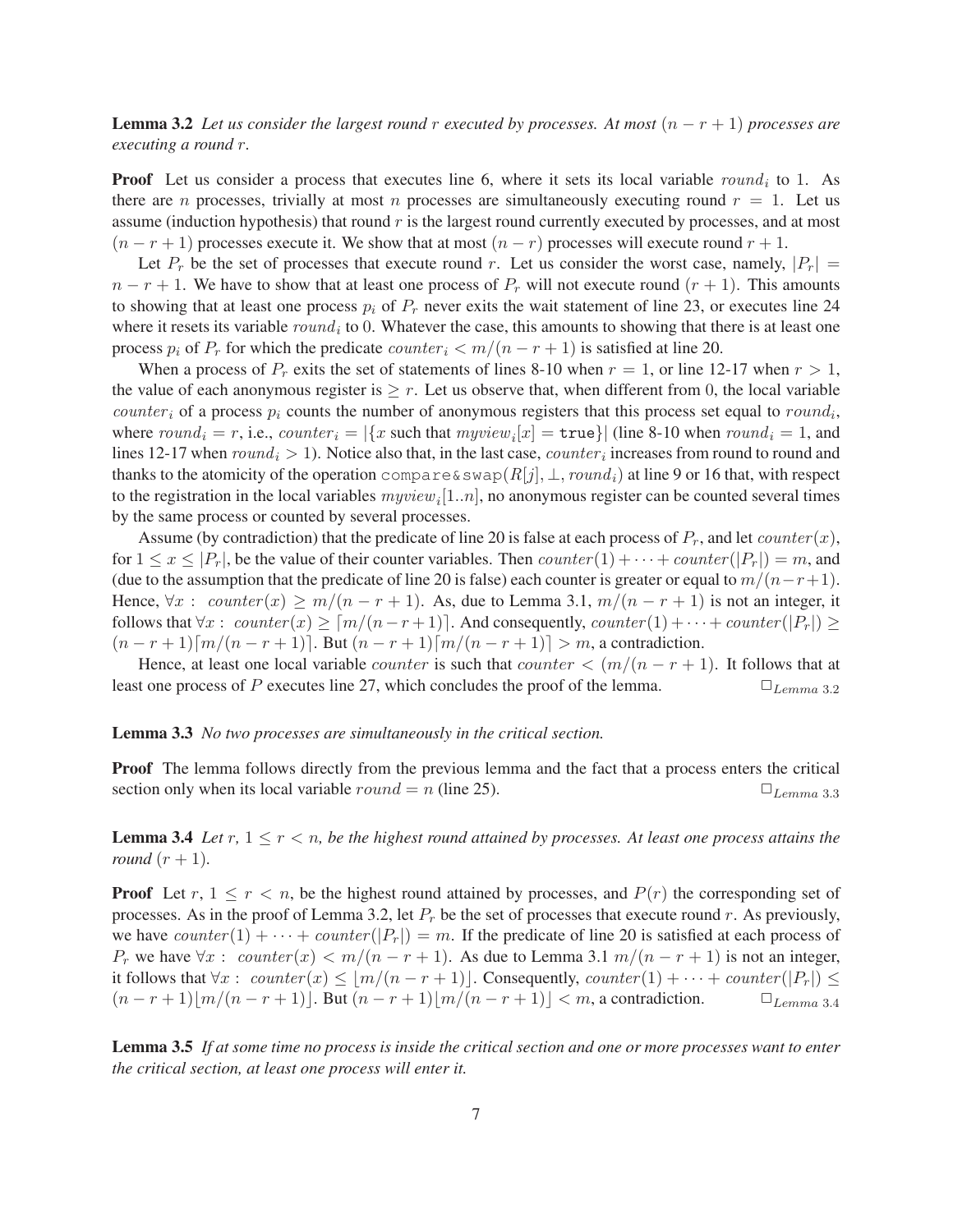**Lemma 3.2** *Let us consider the largest round $r$ executed by processes. At most $(n - r + 1)$ processes are executing a round $r$.*

**Proof** Let us consider a process that executes line 6, where it sets its local variable $round_i$ to 1. As there are $n$ processes, trivially at most $n$ processes are simultaneously executing round $r = 1$. Let us assume (induction hypothesis) that round $r$ is the largest round currently executed by processes, and at most $(n - r + 1)$ processes execute it. We show that at most $(n - r)$ processes will execute round $r + 1$.

Let $P_r$ be the set of processes that execute round $r$. Let us consider the worst case, namely, $|P_r| = n - r + 1$. We have to show that at least one process of $P_r$ will not execute round $(r + 1)$. This amounts to showing that at least one process $p_i$ of $P_r$ never exits the wait statement of line 23, or executes line 24 where it resets its variable $round_i$ to 0. Whatever the case, this amounts to showing that there is at least one process $p_i$ of $P_r$ for which the predicate $counter_i < m/(n - r + 1)$ is satisfied at line 20.

When a process of $P_r$ exits the set of statements of lines 8-10 when $r = 1$, or line 12-17 when $r > 1$, the value of each anonymous register is $\geq r$. Let us observe that, when different from 0, the local variable $counter_i$ of a process $p_i$ counts the number of anonymous registers that this process set equal to $round_i$, where $round_i = r$, i.e., $counter_i = |\{x \text{ such that } myview_i[x] = \texttt{true}\}|$ (line 8-10 when $round_i = 1$, and lines 12-17 when $round_i > 1$). Notice also that, in the last case, $counter_i$ increases from round to round and thanks to the atomicity of the operation $\texttt{compare\&swap}(R[j], \perp, round_i)$ at line 9 or 16 that, with respect to the registration in the local variables $myview_i[1..n]$, no anonymous register can be counted several times by the same process or counted by several processes.

Assume (by contradiction) that the predicate of line 20 is false at each process of $P_r$, and let $counter(x)$, for $1 \leq x \leq |P_r|$, be the value of their counter variables. Then $counter(1) + \cdots + counter(|P_r|) = m$, and (due to the assumption that the predicate of line 20 is false) each counter is greater or equal to $m/(n-r+1)$. Hence, $\forall x: \ counter(x) \geq m/(n - r + 1)$. As, due to Lemma 3.1, $m/(n - r + 1)$ is not an integer, it follows that $\forall x: \ counter(x) \geq \lceil m/(n-r+1) \rceil$. And consequently, $counter(1) + \cdots + counter(|P_r|) \geq (n - r + 1)\lceil m/(n - r + 1) \rceil$. But $(n - r + 1)\lceil m/(n - r + 1) \rceil > m$, a contradiction.

Hence, at least one local variable $counter$ is such that $counter < (m/(n - r + 1)$. It follows that at least one process of $P$ executes line 27, which concludes the proof of the lemma. $\Box_{Lemma\ 3.2}$

**Lemma 3.3** *No two processes are simultaneously in the critical section.*

**Proof** The lemma follows directly from the previous lemma and the fact that a process enters the critical section only when its local variable $round = n$ (line 25). $\Box_{Lemma\ 3.3}$

**Lemma 3.4** *Let $r$, $1 \leq r < n$, be the highest round attained by processes. At least one process attains the round $(r + 1)$.*

**Proof** Let $r$, $1 \leq r < n$, be the highest round attained by processes, and $P(r)$ the corresponding set of processes. As in the proof of Lemma 3.2, let $P_r$ be the set of processes that execute round $r$. As previously, we have $counter(1) + \cdots + counter(|P_r|) = m$. If the predicate of line 20 is satisfied at each process of $P_r$ we have $\forall x: \ counter(x) < m/(n - r + 1)$. As due to Lemma 3.1 $m/(n - r + 1)$ is not an integer, it follows that $\forall x: \ counter(x) \leq \lfloor m/(n - r + 1) \rfloor$. Consequently, $counter(1) + \cdots + counter(|P_r|) \leq (n - r + 1)\lfloor m/(n - r + 1) \rfloor$. But $(n - r + 1)\lfloor m/(n - r + 1) \rfloor < m$, a contradiction. $\Box_{Lemma\ 3.4}$

**Lemma 3.5** *If at some time no process is inside the critical section and one or more processes want to enter the critical section, at least one process will enter it.*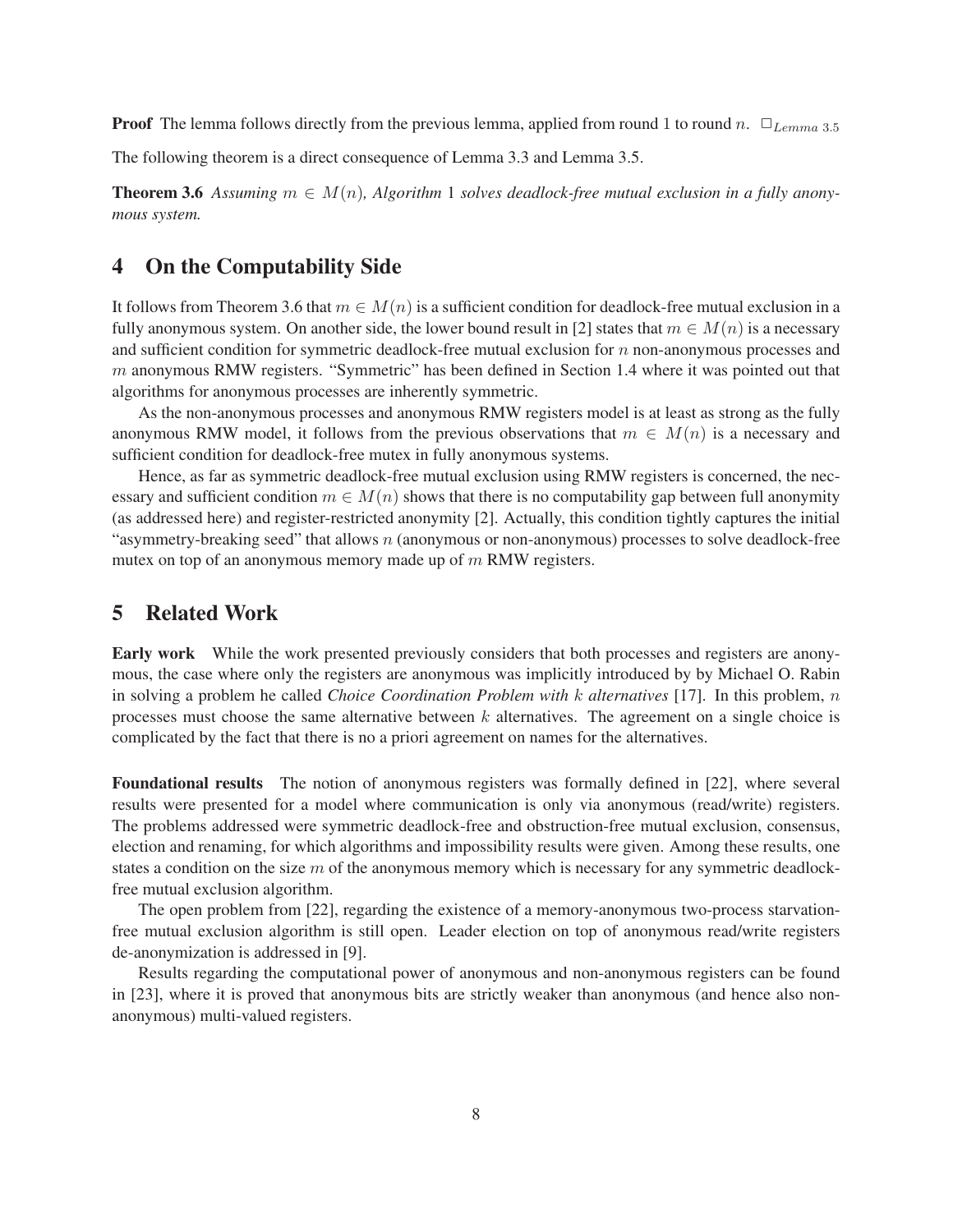**Proof** The lemma follows directly from the previous lemma, applied from round 1 to round $n$. $\square_{Lemma\ 3.5}$

The following theorem is a direct consequence of Lemma 3.3 and Lemma 3.5.

**Theorem 3.6** *Assuming $m \in M(n)$, Algorithm 1 solves deadlock-free mutual exclusion in a fully anonymous system.*

## 4 On the Computability Side

It follows from Theorem 3.6 that $m \in M(n)$ is a sufficient condition for deadlock-free mutual exclusion in a fully anonymous system. On another side, the lower bound result in [2] states that $m \in M(n)$ is a necessary and sufficient condition for symmetric deadlock-free mutual exclusion for $n$ non-anonymous processes and $m$ anonymous RMW registers. "Symmetric" has been defined in Section 1.4 where it was pointed out that algorithms for anonymous processes are inherently symmetric.

As the non-anonymous processes and anonymous RMW registers model is at least as strong as the fully anonymous RMW model, it follows from the previous observations that $m \in M(n)$ is a necessary and sufficient condition for deadlock-free mutex in fully anonymous systems.

Hence, as far as symmetric deadlock-free mutual exclusion using RMW registers is concerned, the necessary and sufficient condition $m \in M(n)$ shows that there is no computability gap between full anonymity (as addressed here) and register-restricted anonymity [2]. Actually, this condition tightly captures the initial "asymmetry-breaking seed" that allows $n$ (anonymous or non-anonymous) processes to solve deadlock-free mutex on top of an anonymous memory made up of $m$ RMW registers.

## 5 Related Work

**Early work** While the work presented previously considers that both processes and registers are anonymous, the case where only the registers are anonymous was implicitly introduced by by Michael O. Rabin in solving a problem he called *Choice Coordination Problem with $k$ alternatives* [17]. In this problem, $n$ processes must choose the same alternative between $k$ alternatives. The agreement on a single choice is complicated by the fact that there is no a priori agreement on names for the alternatives.

**Foundational results** The notion of anonymous registers was formally defined in [22], where several results were presented for a model where communication is only via anonymous (read/write) registers. The problems addressed were symmetric deadlock-free and obstruction-free mutual exclusion, consensus, election and renaming, for which algorithms and impossibility results were given. Among these results, one states a condition on the size $m$ of the anonymous memory which is necessary for any symmetric deadlock-free mutual exclusion algorithm.

The open problem from [22], regarding the existence of a memory-anonymous two-process starvation-free mutual exclusion algorithm is still open. Leader election on top of anonymous read/write registers de-anonymization is addressed in [9].

Results regarding the computational power of anonymous and non-anonymous registers can be found in [23], where it is proved that anonymous bits are strictly weaker than anonymous (and hence also non-anonymous) multi-valued registers.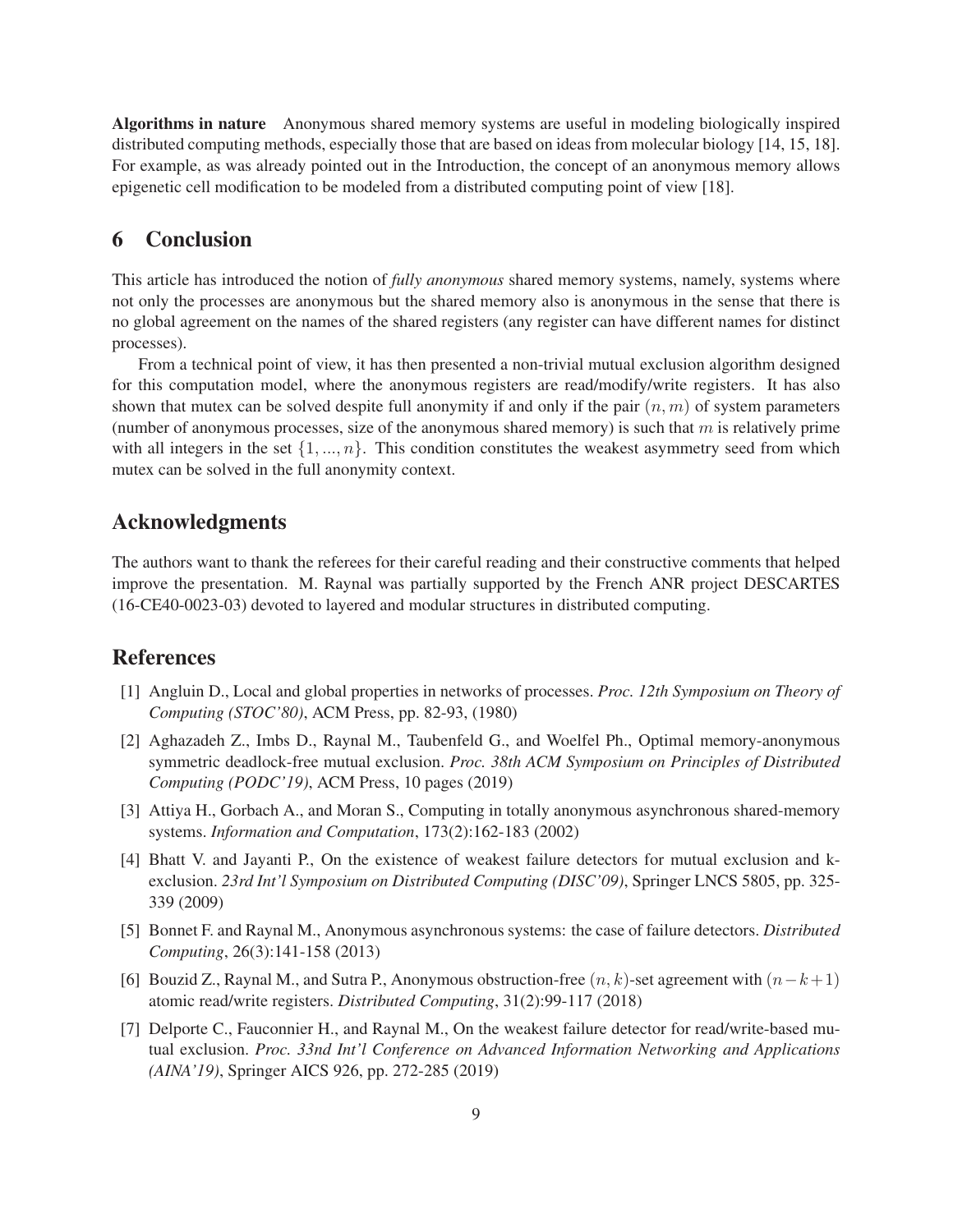**Algorithms in nature** Anonymous shared memory systems are useful in modeling biologically inspired distributed computing methods, especially those that are based on ideas from molecular biology [14, 15, 18]. For example, as was already pointed out in the Introduction, the concept of an anonymous memory allows epigenetic cell modification to be modeled from a distributed computing point of view [18].

## 6 Conclusion

This article has introduced the notion of *fully anonymous* shared memory systems, namely, systems where not only the processes are anonymous but the shared memory also is anonymous in the sense that there is no global agreement on the names of the shared registers (any register can have different names for distinct processes).

From a technical point of view, it has then presented a non-trivial mutual exclusion algorithm designed for this computation model, where the anonymous registers are read/modify/write registers. It has also shown that mutex can be solved despite full anonymity if and only if the pair $(n, m)$ of system parameters (number of anonymous processes, size of the anonymous shared memory) is such that $m$ is relatively prime with all integers in the set $\{1, ..., n\}$. This condition constitutes the weakest asymmetry seed from which mutex can be solved in the full anonymity context.

## Acknowledgments

The authors want to thank the referees for their careful reading and their constructive comments that helped improve the presentation. M. Raynal was partially supported by the French ANR project DESCARTES (16-CE40-0023-03) devoted to layered and modular structures in distributed computing.

## References

[1] Angluin D., Local and global properties in networks of processes. *Proc. 12th Symposium on Theory of Computing (STOC'80)*, ACM Press, pp. 82-93, (1980)

[2] Aghazadeh Z., Imbs D., Raynal M., Taubenfeld G., and Woelfel Ph., Optimal memory-anonymous symmetric deadlock-free mutual exclusion. *Proc. 38th ACM Symposium on Principles of Distributed Computing (PODC'19)*, ACM Press, 10 pages (2019)

[3] Attiya H., Gorbach A., and Moran S., Computing in totally anonymous asynchronous shared-memory systems. *Information and Computation*, 173(2):162-183 (2002)

[4] Bhatt V. and Jayanti P., On the existence of weakest failure detectors for mutual exclusion and k-exclusion. *23rd Int'l Symposium on Distributed Computing (DISC'09)*, Springer LNCS 5805, pp. 325-339 (2009)

[5] Bonnet F. and Raynal M., Anonymous asynchronous systems: the case of failure detectors. *Distributed Computing*, 26(3):141-158 (2013)

[6] Bouzid Z., Raynal M., and Sutra P., Anonymous obstruction-free $(n, k)$-set agreement with $(n-k+1)$ atomic read/write registers. *Distributed Computing*, 31(2):99-117 (2018)

[7] Delporte C., Fauconnier H., and Raynal M., On the weakest failure detector for read/write-based mutual exclusion. *Proc. 33nd Int'l Conference on Advanced Information Networking and Applications (AINA'19)*, Springer AICS 926, pp. 272-285 (2019)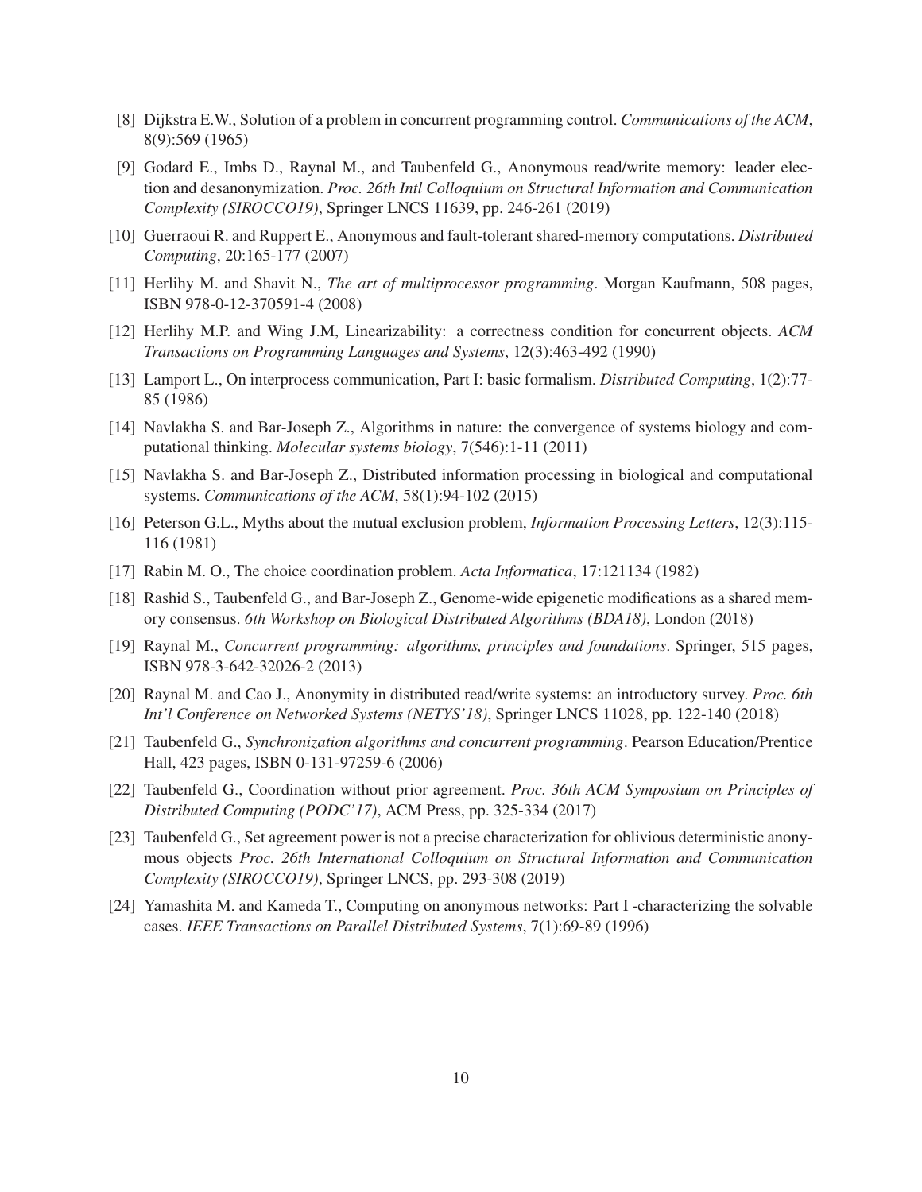- [8] Dijkstra E.W., Solution of a problem in concurrent programming control. *Communications of the ACM*, 8(9):569 (1965)
- [9] Godard E., Imbs D., Raynal M., and Taubenfeld G., Anonymous read/write memory: leader election and desanonymization. *Proc. 26th Intl Colloquium on Structural Information and Communication Complexity (SIROCCO19)*, Springer LNCS 11639, pp. 246-261 (2019)
- [10] Guerraoui R. and Ruppert E., Anonymous and fault-tolerant shared-memory computations. *Distributed Computing*, 20:165-177 (2007)
- [11] Herlihy M. and Shavit N., *The art of multiprocessor programming*. Morgan Kaufmann, 508 pages, ISBN 978-0-12-370591-4 (2008)
- [12] Herlihy M.P. and Wing J.M, Linearizability: a correctness condition for concurrent objects. *ACM Transactions on Programming Languages and Systems*, 12(3):463-492 (1990)
- [13] Lamport L., On interprocess communication, Part I: basic formalism. *Distributed Computing*, 1(2):77-85 (1986)
- [14] Navlakha S. and Bar-Joseph Z., Algorithms in nature: the convergence of systems biology and computational thinking. *Molecular systems biology*, 7(546):1-11 (2011)
- [15] Navlakha S. and Bar-Joseph Z., Distributed information processing in biological and computational systems. *Communications of the ACM*, 58(1):94-102 (2015)
- [16] Peterson G.L., Myths about the mutual exclusion problem, *Information Processing Letters*, 12(3):115-116 (1981)
- [17] Rabin M. O., The choice coordination problem. *Acta Informatica*, 17:121134 (1982)
- [18] Rashid S., Taubenfeld G., and Bar-Joseph Z., Genome-wide epigenetic modifications as a shared memory consensus. *6th Workshop on Biological Distributed Algorithms (BDA18)*, London (2018)
- [19] Raynal M., *Concurrent programming: algorithms, principles and foundations*. Springer, 515 pages, ISBN 978-3-642-32026-2 (2013)
- [20] Raynal M. and Cao J., Anonymity in distributed read/write systems: an introductory survey. *Proc. 6th Int'l Conference on Networked Systems (NETYS'18)*, Springer LNCS 11028, pp. 122-140 (2018)
- [21] Taubenfeld G., *Synchronization algorithms and concurrent programming*. Pearson Education/Prentice Hall, 423 pages, ISBN 0-131-97259-6 (2006)
- [22] Taubenfeld G., Coordination without prior agreement. *Proc. 36th ACM Symposium on Principles of Distributed Computing (PODC'17)*, ACM Press, pp. 325-334 (2017)
- [23] Taubenfeld G., Set agreement power is not a precise characterization for oblivious deterministic anonymous objects *Proc. 26th International Colloquium on Structural Information and Communication Complexity (SIROCCO19)*, Springer LNCS, pp. 293-308 (2019)
- [24] Yamashita M. and Kameda T., Computing on anonymous networks: Part I -characterizing the solvable cases. *IEEE Transactions on Parallel Distributed Systems*, 7(1):69-89 (1996)